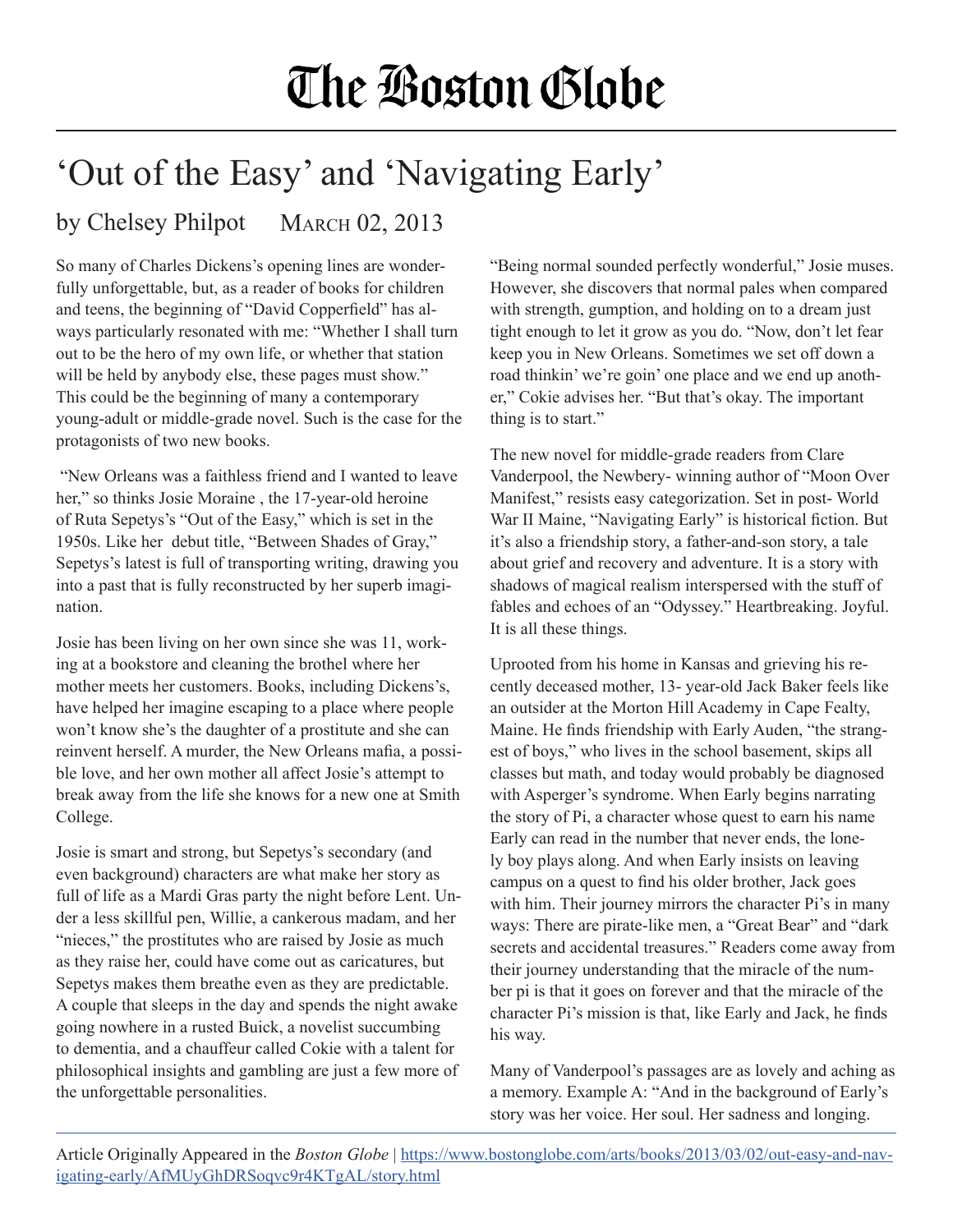# The Boston Globe

## 'Out of the Easy' and 'Navigating Early'

by Chelsey Philpot MARCH 02, 2013

So many of Charles Dickens's opening lines are wonderfully unforgettable, but, as a reader of books for children and teens, the beginning of "David Copperfield" has always particularly resonated with me: "Whether I shall turn out to be the hero of my own life, or whether that station will be held by anybody else, these pages must show." This could be the beginning of many a contemporary young-adult or middle-grade novel. Such is the case for the protagonists of two new books.

"New Orleans was a faithless friend and I wanted to leave her," so thinks Josie Moraine , the 17-year-old heroine of Ruta Sepetys's "Out of the Easy," which is set in the 1950s. Like her debut title, "Between Shades of Gray," Sepetys's latest is full of transporting writing, drawing you into a past that is fully reconstructed by her superb imagination.

Josie has been living on her own since she was 11, working at a bookstore and cleaning the brothel where her mother meets her customers. Books, including Dickens's, have helped her imagine escaping to a place where people won't know she's the daughter of a prostitute and she can reinvent herself. A murder, the New Orleans mafia, a possible love, and her own mother all affect Josie's attempt to break away from the life she knows for a new one at Smith College.

Josie is smart and strong, but Sepetys's secondary (and even background) characters are what make her story as full of life as a Mardi Gras party the night before Lent. Under a less skillful pen, Willie, a cankerous madam, and her "nieces," the prostitutes who are raised by Josie as much as they raise her, could have come out as caricatures, but Sepetys makes them breathe even as they are predictable. A couple that sleeps in the day and spends the night awake going nowhere in a rusted Buick, a novelist succumbing to dementia, and a chauffeur called Cokie with a talent for philosophical insights and gambling are just a few more of the unforgettable personalities.

"Being normal sounded perfectly wonderful," Josie muses. However, she discovers that normal pales when compared with strength, gumption, and holding on to a dream just tight enough to let it grow as you do. "Now, don't let fear keep you in New Orleans. Sometimes we set off down a road thinkin' we're goin' one place and we end up another," Cokie advises her. "But that's okay. The important thing is to start."

The new novel for middle-grade readers from Clare Vanderpool, the Newbery- winning author of "Moon Over Manifest," resists easy categorization. Set in post- World War II Maine, "Navigating Early" is historical fiction. But it's also a friendship story, a father-and-son story, a tale about grief and recovery and adventure. It is a story with shadows of magical realism interspersed with the stuff of fables and echoes of an "Odyssey." Heartbreaking. Joyful. It is all these things.

Uprooted from his home in Kansas and grieving his recently deceased mother, 13- year-old Jack Baker feels like an outsider at the Morton Hill Academy in Cape Fealty, Maine. He finds friendship with Early Auden, "the strangest of boys," who lives in the school basement, skips all classes but math, and today would probably be diagnosed with Asperger's syndrome. When Early begins narrating the story of Pi, a character whose quest to earn his name Early can read in the number that never ends, the lonely boy plays along. And when Early insists on leaving campus on a quest to find his older brother, Jack goes with him. Their journey mirrors the character Pi's in many ways: There are pirate-like men, a "Great Bear" and "dark secrets and accidental treasures." Readers come away from their journey understanding that the miracle of the number pi is that it goes on forever and that the miracle of the character Pi's mission is that, like Early and Jack, he finds his way.

Many of Vanderpool's passages are as lovely and aching as a memory. Example A: "And in the background of Early's story was her voice. Her soul. Her sadness and longing.

Article Originally Appeared in the *Boston Globe* | https://www.bostonglobe.com/arts/books/2013/03/02/out-easy-and-navigating-early/AfMUyGhDRSoqvc9r4KTgAL/story.html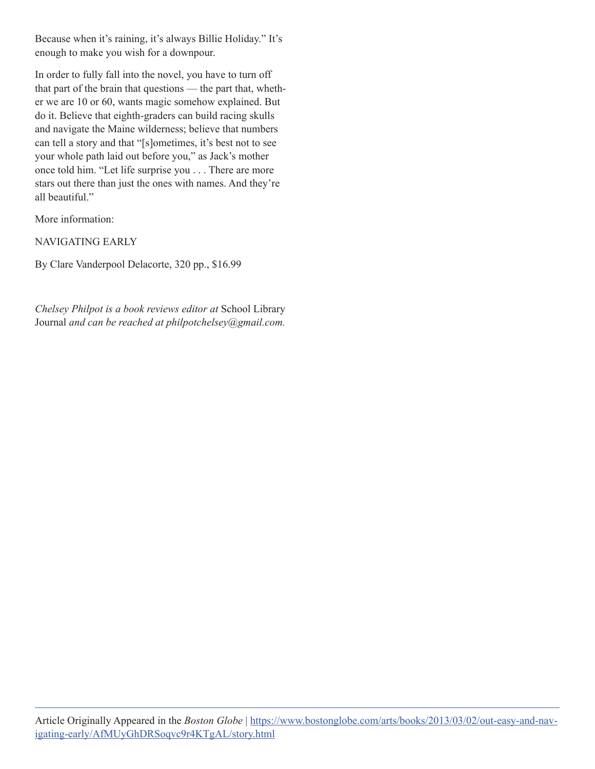Because when it's raining, it's always Billie Holiday." It's enough to make you wish for a downpour.

In order to fully fall into the novel, you have to turn off that part of the brain that questions — the part that, whether we are 10 or 60, wants magic somehow explained. But do it. Believe that eighth-graders can build racing skulls and navigate the Maine wilderness; believe that numbers can tell a story and that "[s]ometimes, it's best not to see your whole path laid out before you," as Jack's mother once told him. "Let life surprise you . . . There are more stars out there than just the ones with names. And they're all beautiful."

More information:

NAVIGATING EARLY

By Clare Vanderpool Delacorte, 320 pp., $16.99

*Chelsey Philpot is a book reviews editor at* School Library Journal *and can be reached at philpotchelsey@gmail.com.*

Article Originally Appeared in the *Boston Globe* | https://www.bostonglobe.com/arts/books/2013/03/02/out-easy-and-navigating-early/AfMUyGhDRSoqvc9r4KTgAL/story.html